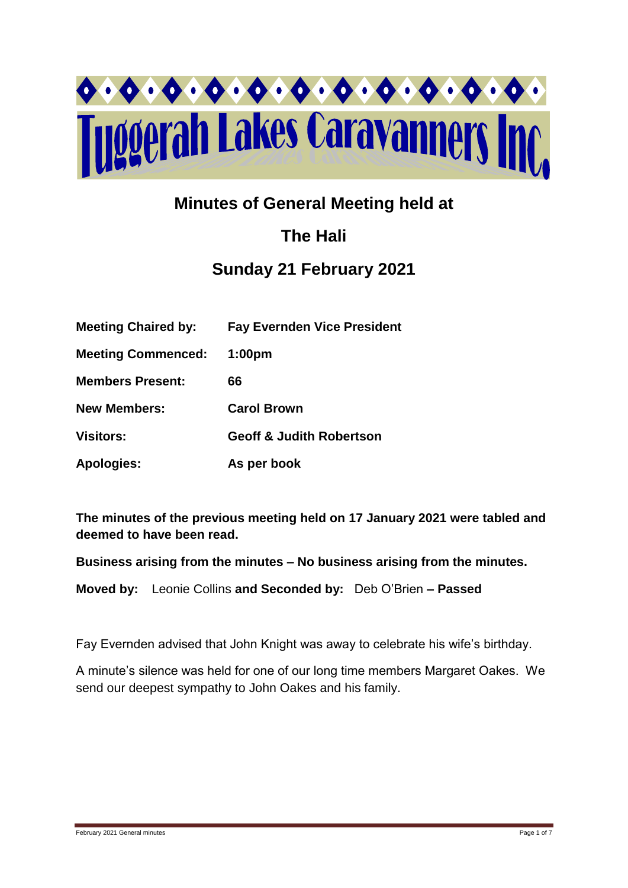# Tuggerah Lakes Caravanners Inc

## Minutes of General Meeting held at

## The Hali

## Sunday 21 February 2021

| | |
|---|---|
| **Meeting Chaired by:** | **Fay Evernden Vice President** |
| **Meeting Commenced:** | **1:00pm** |
| **Members Present:** | **66** |
| **New Members:** | **Carol Brown** |
| **Visitors:** | **Geoff & Judith Robertson** |
| **Apologies:** | **As per book** |

**The minutes of the previous meeting held on 17 January 2021 were tabled and deemed to have been read.**

**Business arising from the minutes – No business arising from the minutes.**

**Moved by:** Leonie Collins **and Seconded by:** Deb O'Brien **– Passed**

Fay Evernden advised that John Knight was away to celebrate his wife's birthday.

A minute's silence was held for one of our long time members Margaret Oakes. We send our deepest sympathy to John Oakes and his family.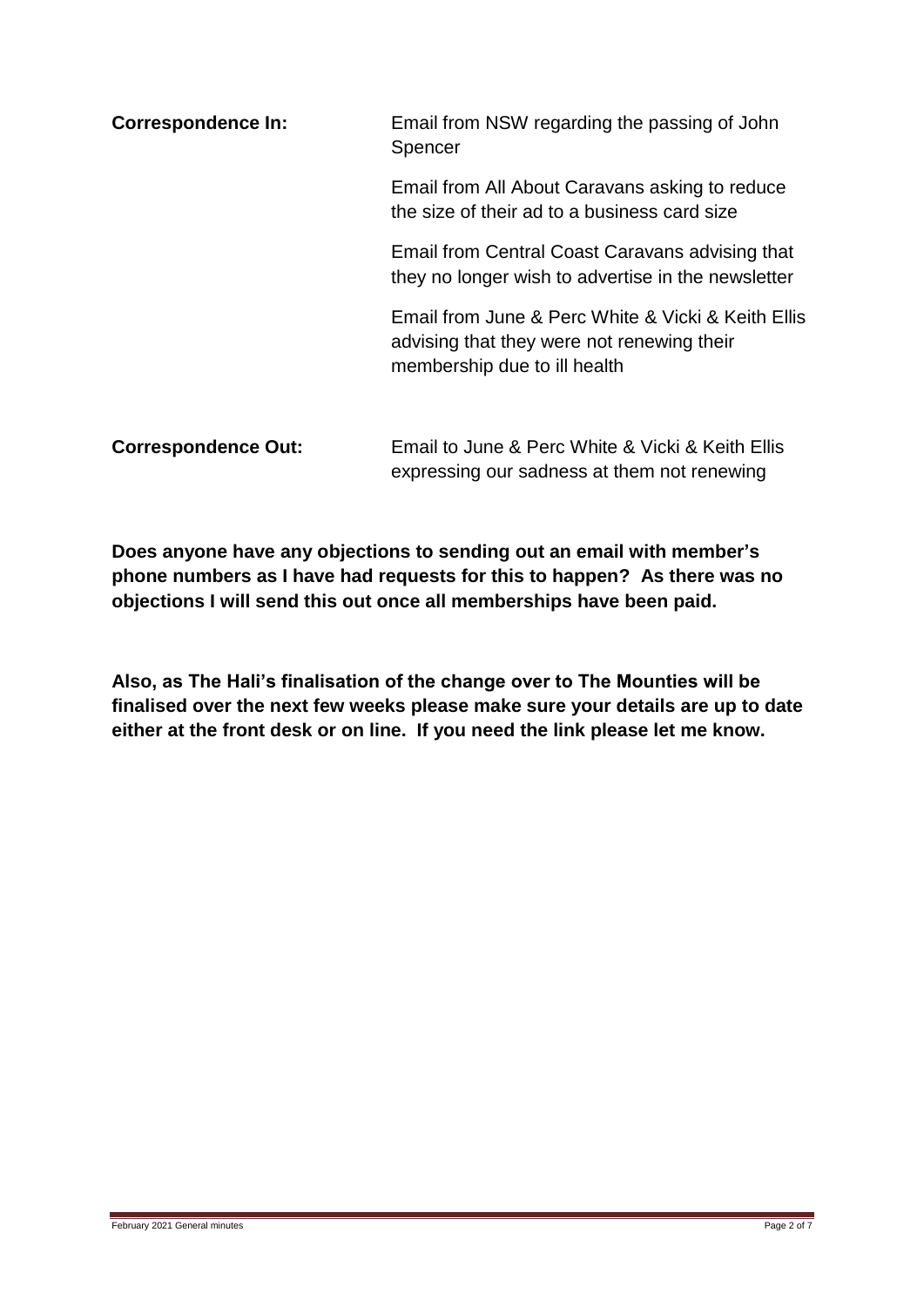**Correspondence In:**

Email from NSW regarding the passing of John Spencer

Email from All About Caravans asking to reduce the size of their ad to a business card size

Email from Central Coast Caravans advising that they no longer wish to advertise in the newsletter

Email from June & Perc White & Vicki & Keith Ellis advising that they were not renewing their membership due to ill health

**Correspondence Out:**

Email to June & Perc White & Vicki & Keith Ellis expressing our sadness at them not renewing

**Does anyone have any objections to sending out an email with member's phone numbers as I have had requests for this to happen? As there was no objections I will send this out once all memberships have been paid.**

**Also, as The Hali's finalisation of the change over to The Mounties will be finalised over the next few weeks please make sure your details are up to date either at the front desk or on line. If you need the link please let me know.**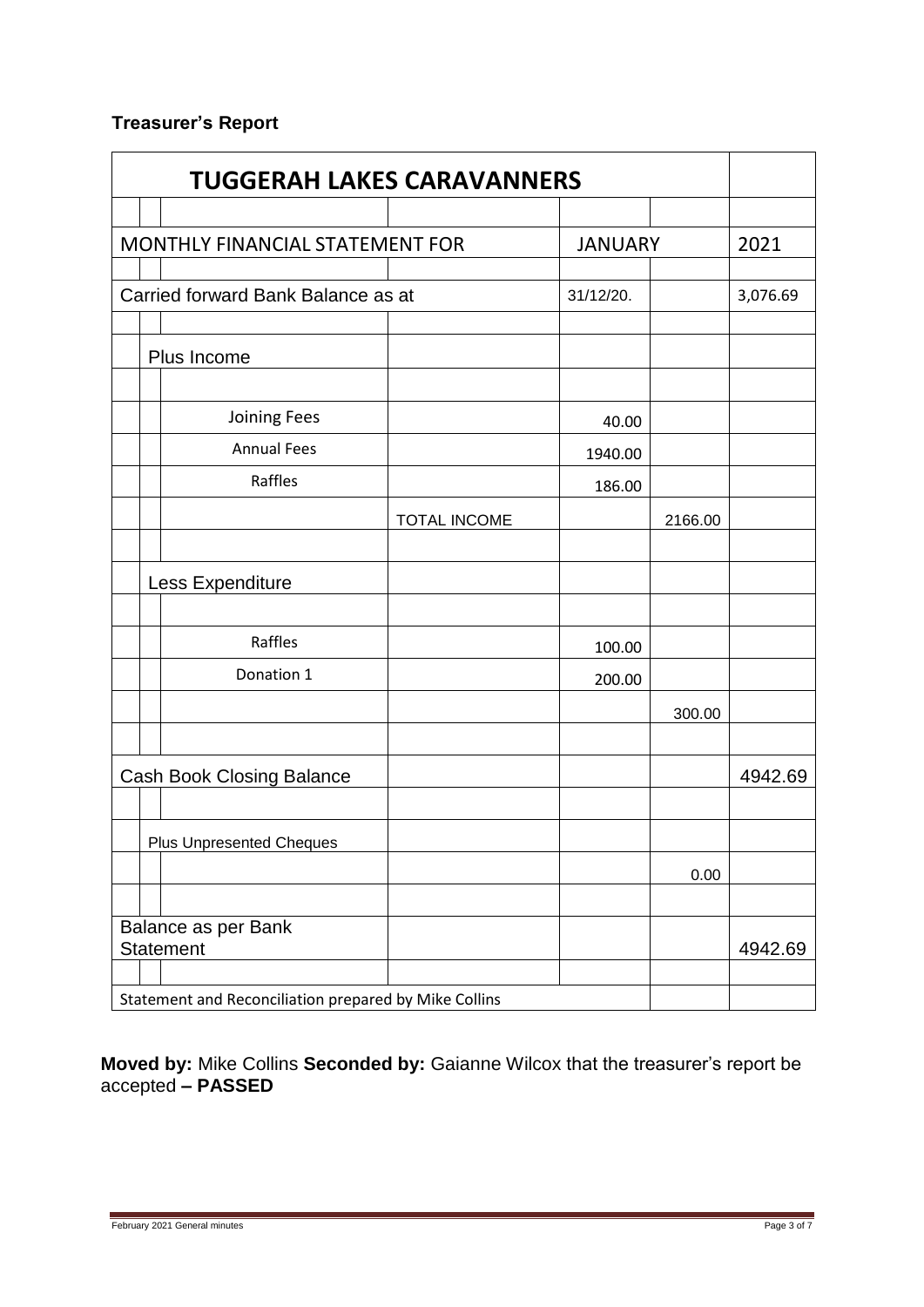**Treasurer's Report**

| TUGGERAH LAKES CARAVANNERS | | | | |
|---|---|---|---|---|
| | | | | |
| MONTHLY FINANCIAL STATEMENT FOR | | JANUARY | | 2021 |
| | | | | |
| Carried forward Bank Balance as at | | 31/12/20. | | 3,076.69 |
| | | | | |
| Plus Income | | | | |
| | | | | |
| Joining Fees | | 40.00 | | |
| Annual Fees | | 1940.00 | | |
| Raffles | | 186.00 | | |
| | TOTAL INCOME | | 2166.00 | |
| | | | | |
| Less Expenditure | | | | |
| | | | | |
| Raffles | | 100.00 | | |
| Donation 1 | | 200.00 | | |
| | | | 300.00 | |
| | | | | |
| Cash Book Closing Balance | | | | 4942.69 |
| | | | | |
| Plus Unpresented Cheques | | | | |
| | | | 0.00 | |
| | | | | |
| Balance as per Bank Statement | | | | 4942.69 |
| | | | | |
| Statement and Reconciliation prepared by Mike Collins | | | | |

**Moved by:** Mike Collins **Seconded by:** Gaianne Wilcox that the treasurer's report be accepted **– PASSED**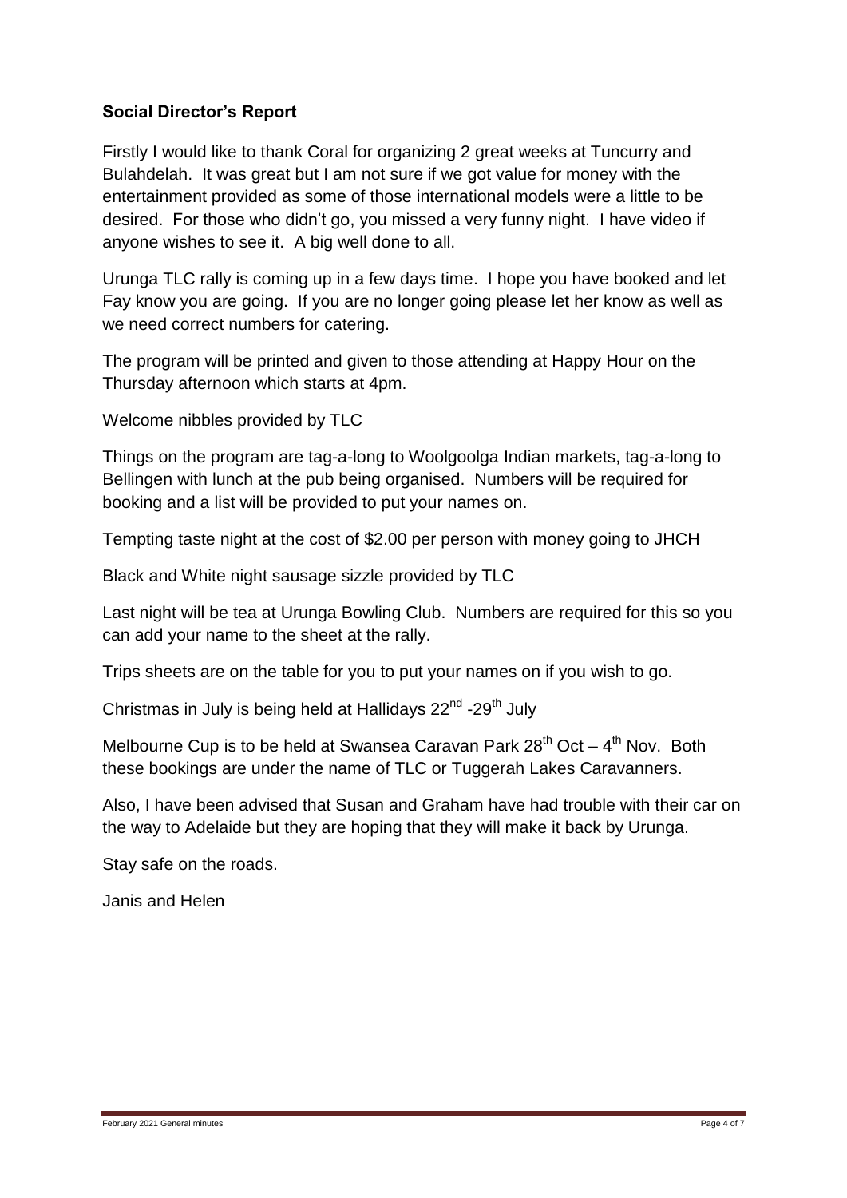**Social Director's Report**

Firstly I would like to thank Coral for organizing 2 great weeks at Tuncurry and Bulahdelah. It was great but I am not sure if we got value for money with the entertainment provided as some of those international models were a little to be desired. For those who didn't go, you missed a very funny night. I have video if anyone wishes to see it. A big well done to all.

Urunga TLC rally is coming up in a few days time. I hope you have booked and let Fay know you are going. If you are no longer going please let her know as well as we need correct numbers for catering.

The program will be printed and given to those attending at Happy Hour on the Thursday afternoon which starts at 4pm.

Welcome nibbles provided by TLC

Things on the program are tag-a-long to Woolgoolga Indian markets, tag-a-long to Bellingen with lunch at the pub being organised. Numbers will be required for booking and a list will be provided to put your names on.

Tempting taste night at the cost of $2.00 per person with money going to JHCH

Black and White night sausage sizzle provided by TLC

Last night will be tea at Urunga Bowling Club. Numbers are required for this so you can add your name to the sheet at the rally.

Trips sheets are on the table for you to put your names on if you wish to go.

Christmas in July is being held at Hallidays 22nd -29th July

Melbourne Cup is to be held at Swansea Caravan Park 28th Oct – 4th Nov. Both these bookings are under the name of TLC or Tuggerah Lakes Caravanners.

Also, I have been advised that Susan and Graham have had trouble with their car on the way to Adelaide but they are hoping that they will make it back by Urunga.

Stay safe on the roads.

Janis and Helen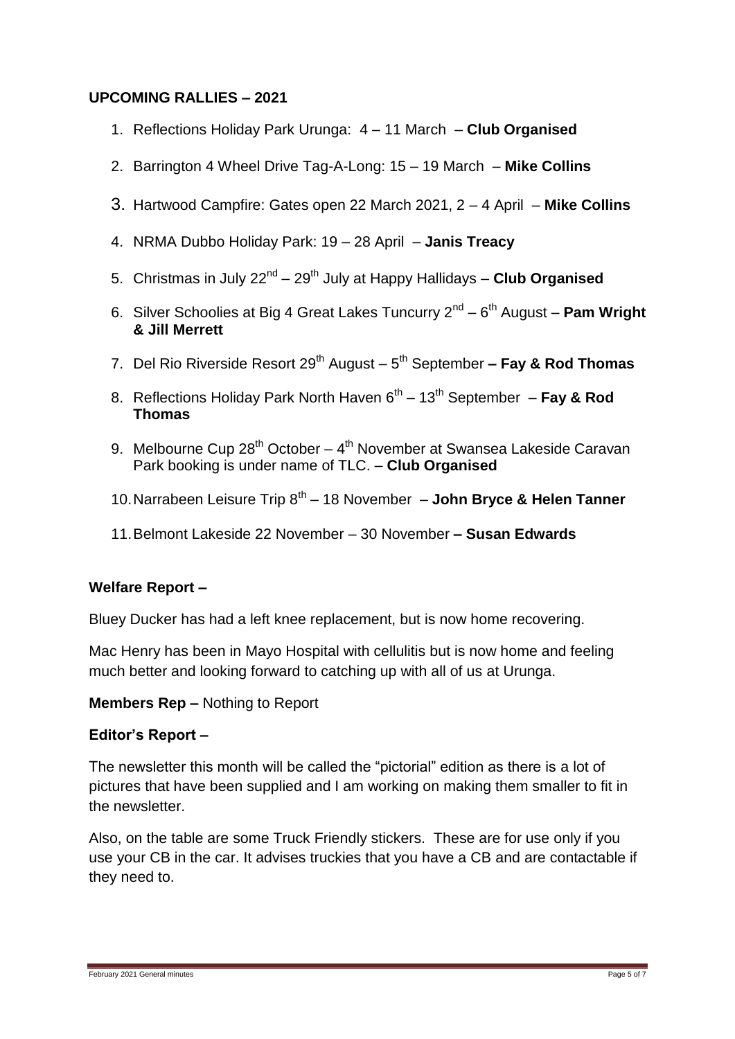**UPCOMING RALLIES – 2021**

1. Reflections Holiday Park Urunga: 4 – 11 March – **Club Organised**
2. Barrington 4 Wheel Drive Tag-A-Long: 15 – 19 March – **Mike Collins**
3. Hartwood Campfire: Gates open 22 March 2021, 2 – 4 April – **Mike Collins**
4. NRMA Dubbo Holiday Park: 19 – 28 April – **Janis Treacy**
5. Christmas in July 22nd – 29th July at Happy Hallidays – **Club Organised**
6. Silver Schoolies at Big 4 Great Lakes Tuncurry 2nd – 6th August – **Pam Wright & Jill Merrett**
7. Del Rio Riverside Resort 29th August – 5th September **– Fay & Rod Thomas**
8. Reflections Holiday Park North Haven 6th – 13th September – **Fay & Rod Thomas**
9. Melbourne Cup 28th October – 4th November at Swansea Lakeside Caravan Park booking is under name of TLC. – **Club Organised**
10. Narrabeen Leisure Trip 8th – 18 November – **John Bryce & Helen Tanner**
11. Belmont Lakeside 22 November – 30 November **– Susan Edwards**

**Welfare Report –**

Bluey Ducker has had a left knee replacement, but is now home recovering.

Mac Henry has been in Mayo Hospital with cellulitis but is now home and feeling much better and looking forward to catching up with all of us at Urunga.

**Members Rep –** Nothing to Report

**Editor's Report –**

The newsletter this month will be called the "pictorial" edition as there is a lot of pictures that have been supplied and I am working on making them smaller to fit in the newsletter.

Also, on the table are some Truck Friendly stickers. These are for use only if you use your CB in the car. It advises truckies that you have a CB and are contactable if they need to.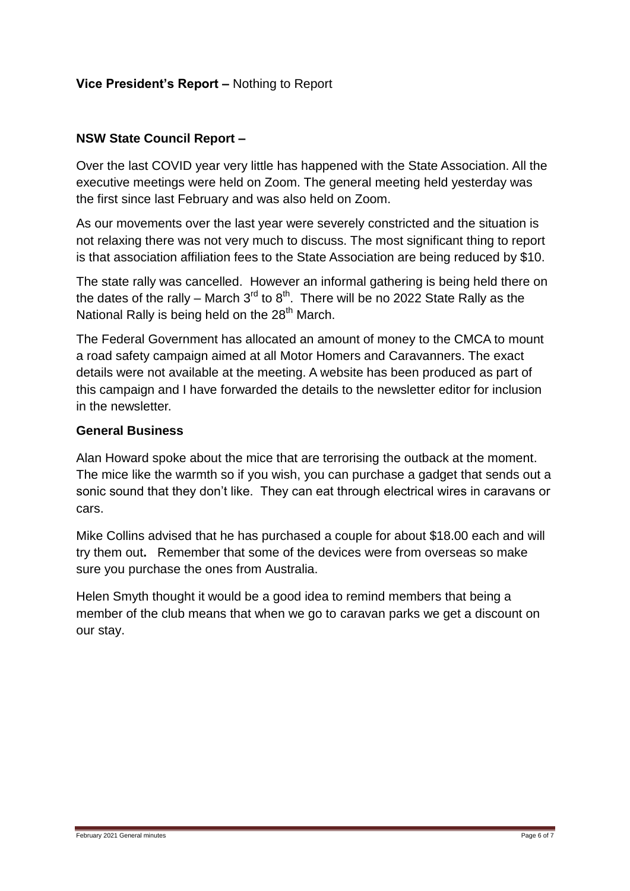**Vice President's Report –** Nothing to Report

**NSW State Council Report –**

Over the last COVID year very little has happened with the State Association. All the executive meetings were held on Zoom. The general meeting held yesterday was the first since last February and was also held on Zoom.

As our movements over the last year were severely constricted and the situation is not relaxing there was not very much to discuss. The most significant thing to report is that association affiliation fees to the State Association are being reduced by $10.

The state rally was cancelled. However an informal gathering is being held there on the dates of the rally – March 3rd to 8th. There will be no 2022 State Rally as the National Rally is being held on the 28th March.

The Federal Government has allocated an amount of money to the CMCA to mount a road safety campaign aimed at all Motor Homers and Caravanners. The exact details were not available at the meeting. A website has been produced as part of this campaign and I have forwarded the details to the newsletter editor for inclusion in the newsletter.

**General Business**

Alan Howard spoke about the mice that are terrorising the outback at the moment. The mice like the warmth so if you wish, you can purchase a gadget that sends out a sonic sound that they don't like. They can eat through electrical wires in caravans or cars.

Mike Collins advised that he has purchased a couple for about $18.00 each and will try them out**.** Remember that some of the devices were from overseas so make sure you purchase the ones from Australia.

Helen Smyth thought it would be a good idea to remind members that being a member of the club means that when we go to caravan parks we get a discount on our stay.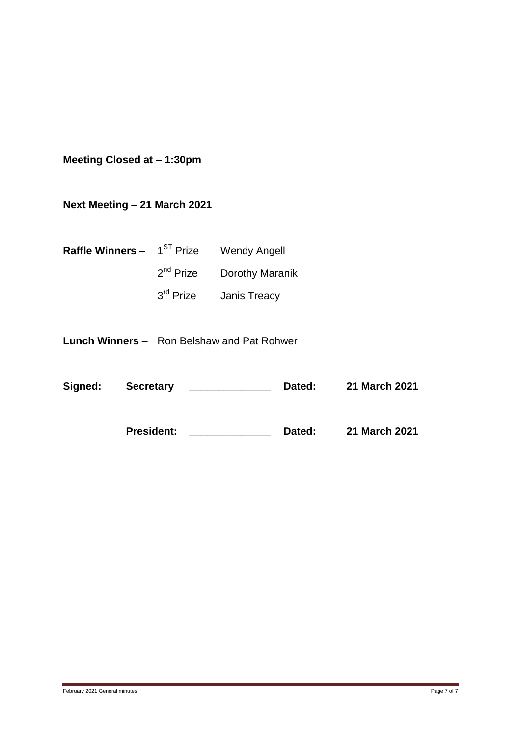**Meeting Closed at – 1:30pm**

**Next Meeting – 21 March 2021**

| | | |
|---|---|---|
| **Raffle Winners –** | 1st Prize | Wendy Angell |
| | 2nd Prize | Dorothy Maranik |
| | 3rd Prize | Janis Treacy |

**Lunch Winners –** Ron Belshaw and Pat Rohwer

| | | | | |
|---|---|---|---|---|
| **Signed:** | **Secretary** | _____________ | **Dated:** | **21 March 2021** |
| | **President:** | _____________ | **Dated:** | **21 March 2021** |